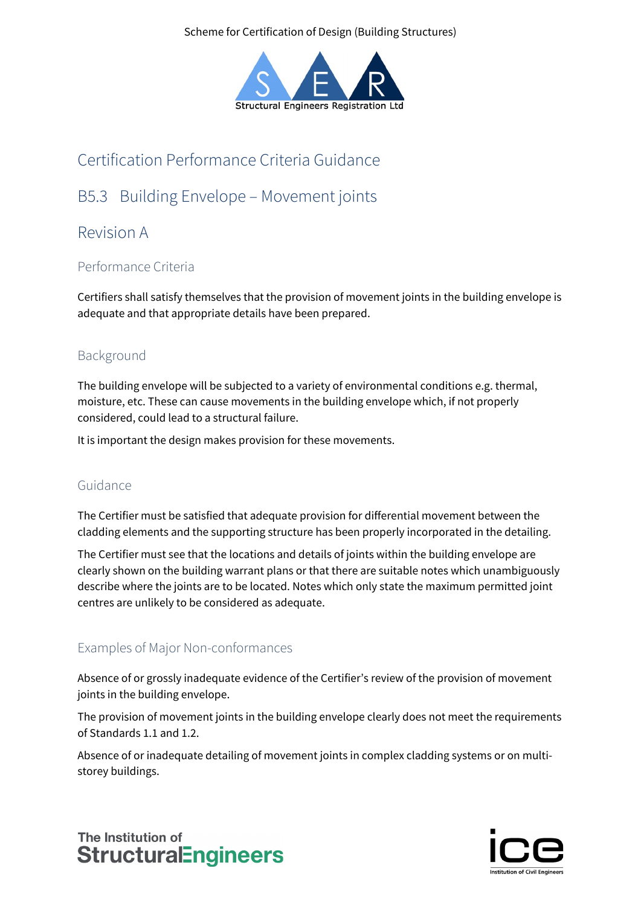Scheme for Certification of Design (Building Structures)

# Certification Performance Criteria Guidance

## B5.3 Building Envelope – Movement joints

## Revision A

### Performance Criteria

Certifiers shall satisfy themselves that the provision of movement joints in the building envelope is adequate and that appropriate details have been prepared.

### Background

The building envelope will be subjected to a variety of environmental conditions e.g. thermal, moisture, etc. These can cause movements in the building envelope which, if not properly considered, could lead to a structural failure.

It is important the design makes provision for these movements.

### Guidance

The Certifier must be satisfied that adequate provision for differential movement between the cladding elements and the supporting structure has been properly incorporated in the detailing.

The Certifier must see that the locations and details of joints within the building envelope are clearly shown on the building warrant plans or that there are suitable notes which unambiguously describe where the joints are to be located. Notes which only state the maximum permitted joint centres are unlikely to be considered as adequate.

### Examples of Major Non-conformances

Absence of or grossly inadequate evidence of the Certifier's review of the provision of movement joints in the building envelope.

The provision of movement joints in the building envelope clearly does not meet the requirements of Standards 1.1 and 1.2.

Absence of or inadequate detailing of movement joints in complex cladding systems or on multi-storey buildings.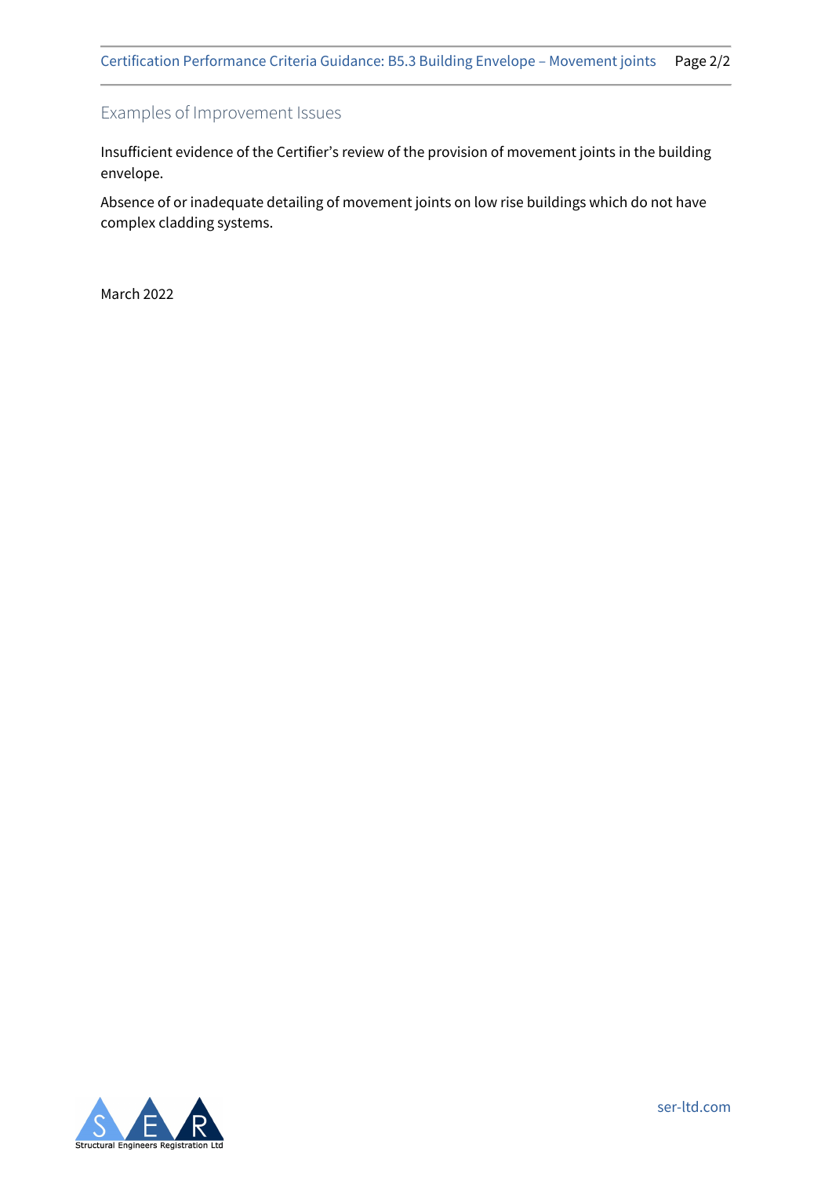## Examples of Improvement Issues

Insufficient evidence of the Certifier's review of the provision of movement joints in the building envelope.

Absence of or inadequate detailing of movement joints on low rise buildings which do not have complex cladding systems.

March 2022